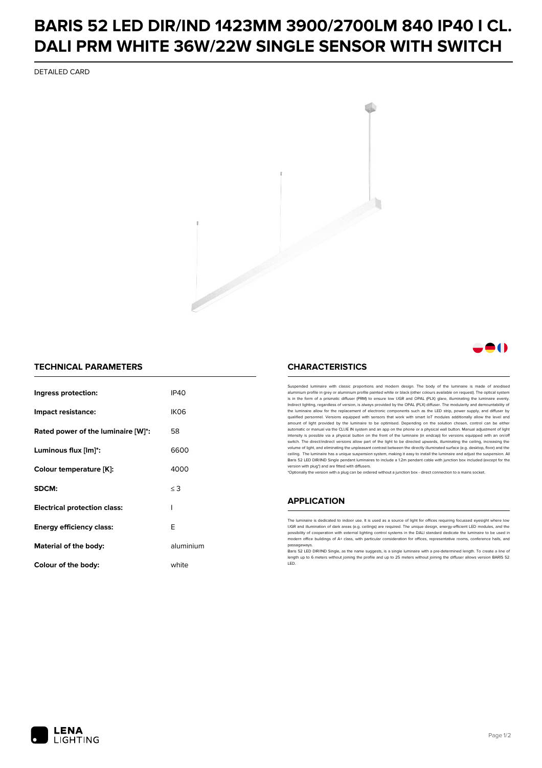# BARIS 52 LED DIR/IND 1423MM 3900/2700LM 840 IP40 I CL. DALI PRM WHITE 36W/22W SINGLE SENSOR WITH SWITCH

DETAILED CARD

## TECHNICAL PARAMETERS

| | |
|---|---|
| **Ingress protection:** | IP40 |
| **Impact resistance:** | IK06 |
| **Rated power of the luminaire [W]*:** | 58 |
| **Luminous flux [lm]*:** | 6600 |
| **Colour temperature [K]:** | 4000 |
| **SDCM:** | ≤ 3 |
| **Electrical protection class:** | I |
| **Energy efficiency class:** | E |
| **Material of the body:** | aluminium |
| **Colour of the body:** | white |

## CHARACTERISTICS

Suspended luminaire with classic proportions and modern design. The body of the luminaire is made of anodised aluminium profile in grey or aluminium profile painted white or black (other colours available on request). The optical system is in the form of a prismatic diffuser (PRM) to ensure low UGR and OPAL (PLX) glare, illuminating the luminaire evenly. Indirect lighting, regardless of version, is always provided by the OPAL (PLX) diffuser. The modularity and demountability of the luminaire allow for the replacement of electronic components such as the LED strip, power supply, and diffuser by qualified personnel. Versions equipped with sensors that work with smart IoT modules additionally allow the level and amount of light provided by the luminaire to be optimised. Depending on the solution chosen, control can be either automatic or manual via the CLUE IN system and an app on the phone or a physical wall button. Manual adjustment of light intensity is possible via a physical button on the front of the luminaire (in endcap) for versions equipped with an on/off switch. The direct/indirect versions allow part of the light to be directed upwards, illuminating the ceiling, increasing the volume of light, and eliminating the unpleasant contrast between the directly illuminated surface (e.g. desktop, floor) and the ceiling. The luminaire has a unique suspension system, making it easy to install the luminaire and adjust the suspension. All Baris 52 LED DIR/IND Single pendant luminaires to include a 1.2m pendant cable with junction box included (except for the version with plug*) and are fitted with diffusers.

*Optionally the version with a plug can be ordered without a junction box - direct connection to a mains socket.

## APPLICATION

The luminaire is dedicated to indoor use. It is used as a source of light for offices requiring focussed eyesight where low UGR and illumination of dark areas (e.g. ceilings) are required. The unique design, energy-efficient LED modules, and the possibility of cooperation with external lighting control systems in the DALI standard dedicate the luminaire to be used in modern office buildings of A+ class, with particular consideration for offices, representative rooms, conference halls, and passageways.

Baris 52 LED DIR/IND Single, as the name suggests, is a single luminaire with a pre-determined length. To create a line of length up to 6 meters without joining the profile and up to 25 meters without joining the diffuser allows version BARIS 52 LED.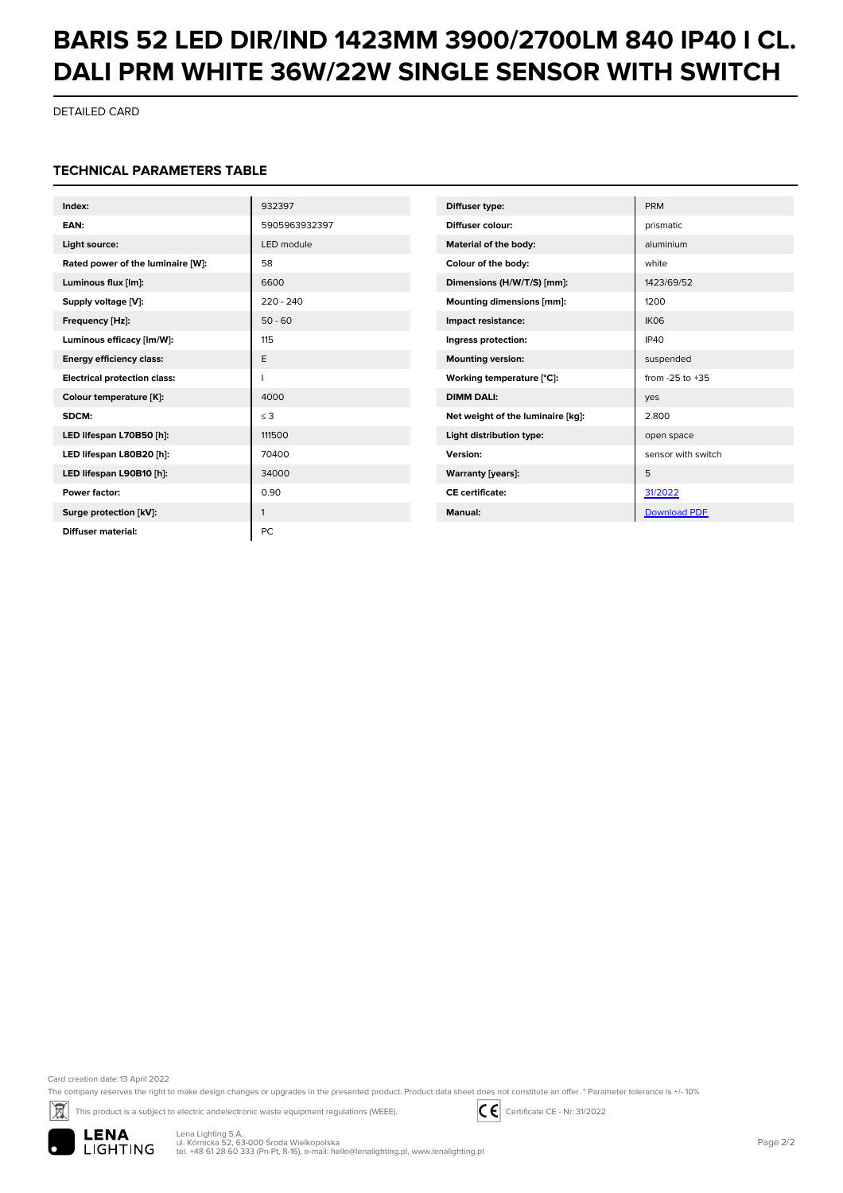# BARIS 52 LED DIR/IND 1423MM 3900/2700LM 840 IP40 I CL. DALI PRM WHITE 36W/22W SINGLE SENSOR WITH SWITCH

DETAILED CARD

## TECHNICAL PARAMETERS TABLE

| | |
|---|---|
| **Index:** | 932397 |
| **EAN:** | 5905963932397 |
| **Light source:** | LED module |
| **Rated power of the luminaire [W]:** | 58 |
| **Luminous flux [lm]:** | 6600 |
| **Supply voltage [V]:** | 220 - 240 |
| **Frequency [Hz]:** | 50 - 60 |
| **Luminous efficacy [lm/W]:** | 115 |
| **Energy efficiency class:** | E |
| **Electrical protection class:** | I |
| **Colour temperature [K]:** | 4000 |
| **SDCM:** | ≤ 3 |
| **LED lifespan L70B50 [h]:** | 111500 |
| **LED lifespan L80B20 [h]:** | 70400 |
| **LED lifespan L90B10 [h]:** | 34000 |
| **Power factor:** | 0.90 |
| **Surge protection [kV]:** | 1 |
| **Diffuser material:** | PC |

| | |
|---|---|
| **Diffuser type:** | PRM |
| **Diffuser colour:** | prismatic |
| **Material of the body:** | aluminium |
| **Colour of the body:** | white |
| **Dimensions (H/W/T/S) [mm]:** | 1423/69/52 |
| **Mounting dimensions [mm]:** | 1200 |
| **Impact resistance:** | IK06 |
| **Ingress protection:** | IP40 |
| **Mounting version:** | suspended |
| **Working temperature [°C]:** | from -25 to +35 |
| **DIMM DALI:** | yes |
| **Net weight of the luminaire [kg]:** | 2.800 |
| **Light distribution type:** | open space |
| **Version:** | sensor with switch |
| **Warranty [years]:** | 5 |
| **CE certificate:** | 31/2022 |
| **Manual:** | Download PDF |

Card creation date: 13 April 2022

The company reserves the right to make design changes or upgrades in the presented product. Product data sheet does not constitute an offer. * Parameter tolerance is +/- 10%

This product is a subject to electric andelectronic waste equipment regulations (WEEE).

Certificate CE - Nr: 31/2022

Lena Lighting S.A.
ul. Kórnicka 52, 63-000 Środa Wielkopolska
tel. +48 61 28 60 333 (Pn-Pt, 8-16), e-mail: hello@lenalighting.pl, www.lenalighting.pl